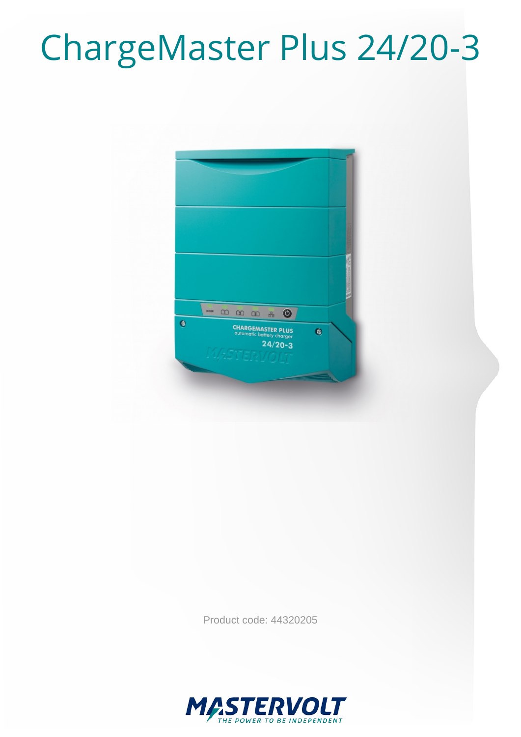# ChargeMaster Plus 24/20-3

Product code: 44320205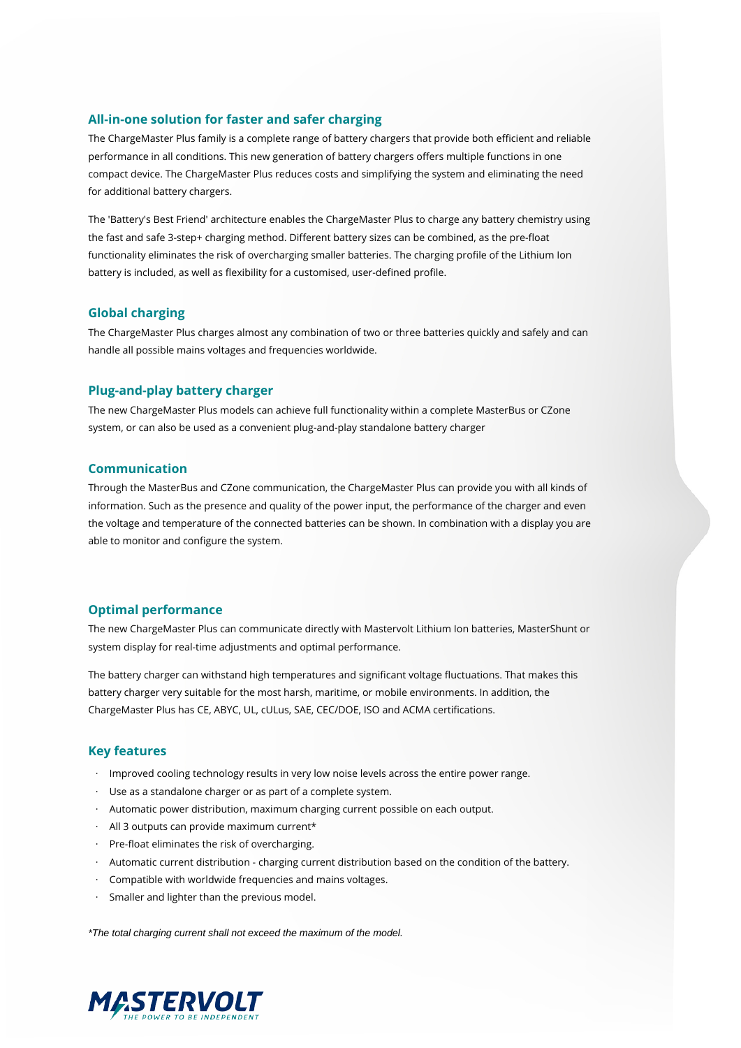## All-in-one solution for faster and safer charging

The ChargeMaster Plus family is a complete range of battery chargers that provide both efficient and reliable performance in all conditions. This new generation of battery chargers offers multiple functions in one compact device. The ChargeMaster Plus reduces costs and simplifying the system and eliminating the need for additional battery chargers.

The 'Battery's Best Friend' architecture enables the ChargeMaster Plus to charge any battery chemistry using the fast and safe 3-step+ charging method. Different battery sizes can be combined, as the pre-float functionality eliminates the risk of overcharging smaller batteries. The charging profile of the Lithium Ion battery is included, as well as flexibility for a customised, user-defined profile.

## Global charging

The ChargeMaster Plus charges almost any combination of two or three batteries quickly and safely and can handle all possible mains voltages and frequencies worldwide.

## Plug-and-play battery charger

The new ChargeMaster Plus models can achieve full functionality within a complete MasterBus or CZone system, or can also be used as a convenient plug-and-play standalone battery charger

## Communication

Through the MasterBus and CZone communication, the ChargeMaster Plus can provide you with all kinds of information. Such as the presence and quality of the power input, the performance of the charger and even the voltage and temperature of the connected batteries can be shown. In combination with a display you are able to monitor and configure the system.

## Optimal performance

The new ChargeMaster Plus can communicate directly with Mastervolt Lithium Ion batteries, MasterShunt or system display for real-time adjustments and optimal performance.

The battery charger can withstand high temperatures and significant voltage fluctuations. That makes this battery charger very suitable for the most harsh, maritime, or mobile environments. In addition, the ChargeMaster Plus has CE, ABYC, UL, cULus, SAE, CEC/DOE, ISO and ACMA certifications.

## Key features

- Improved cooling technology results in very low noise levels across the entire power range.
- Use as a standalone charger or as part of a complete system.
- Automatic power distribution, maximum charging current possible on each output.
- All 3 outputs can provide maximum current*
- Pre-float eliminates the risk of overcharging.
- Automatic current distribution - charging current distribution based on the condition of the battery.
- Compatible with worldwide frequencies and mains voltages.
- Smaller and lighter than the previous model.

*\*The total charging current shall not exceed the maximum of the model.*

MASTERVOLT
THE POWER TO BE INDEPENDENT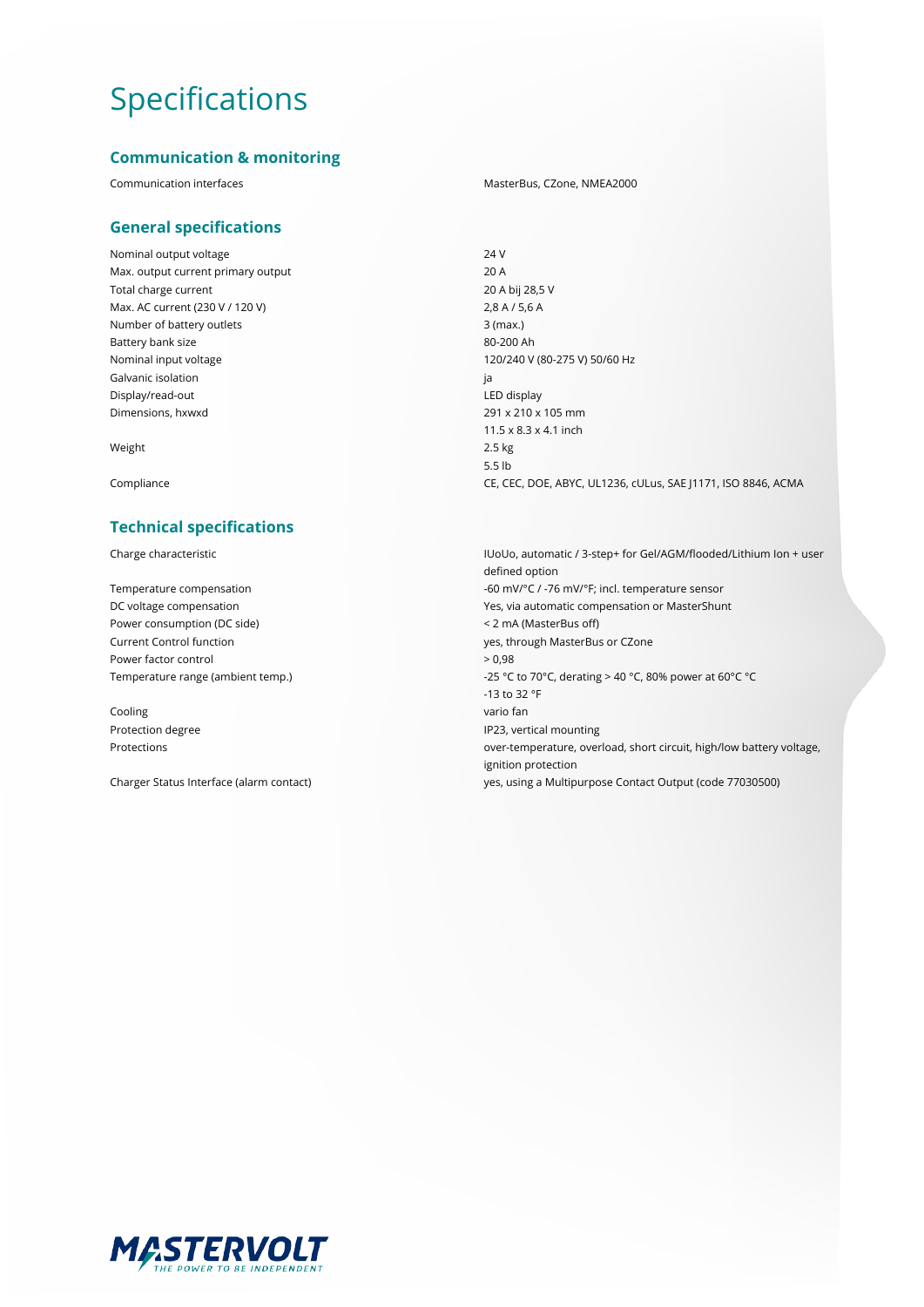# Specifications

## Communication & monitoring

| | |
|---|---|
| Communication interfaces | MasterBus, CZone, NMEA2000 |

## General specifications

| | |
|---|---|
| Nominal output voltage | 24 V |
| Max. output current primary output | 20 A |
| Total charge current | 20 A bij 28,5 V |
| Max. AC current (230 V / 120 V) | 2,8 A / 5,6 A |
| Number of battery outlets | 3 (max.) |
| Battery bank size | 80-200 Ah |
| Nominal input voltage | 120/240 V (80-275 V) 50/60 Hz |
| Galvanic isolation | ja |
| Display/read-out | LED display |
| Dimensions, hxwxd | 291 x 210 x 105 mm<br>11.5 x 8.3 x 4.1 inch |
| Weight | 2.5 kg<br>5.5 lb |
| Compliance | CE, CEC, DOE, ABYC, UL1236, cULus, SAE J1171, ISO 8846, ACMA |

## Technical specifications

| | |
|---|---|
| Charge characteristic | IUoUo, automatic / 3-step+ for Gel/AGM/flooded/Lithium Ion + user defined option |
| Temperature compensation | -60 mV/°C / -76 mV/°F; incl. temperature sensor |
| DC voltage compensation | Yes, via automatic compensation or MasterShunt |
| Power consumption (DC side) | < 2 mA (MasterBus off) |
| Current Control function | yes, through MasterBus or CZone |
| Power factor control | > 0,98 |
| Temperature range (ambient temp.) | -25 °C to 70°C, derating > 40 °C, 80% power at 60°C °C<br>-13 to 32 °F |
| Cooling | vario fan |
| Protection degree | IP23, vertical mounting |
| Protections | over-temperature, overload, short circuit, high/low battery voltage, ignition protection |
| Charger Status Interface (alarm contact) | yes, using a Multipurpose Contact Output (code 77030500) |

MASTERVOLT
THE POWER TO BE INDEPENDENT